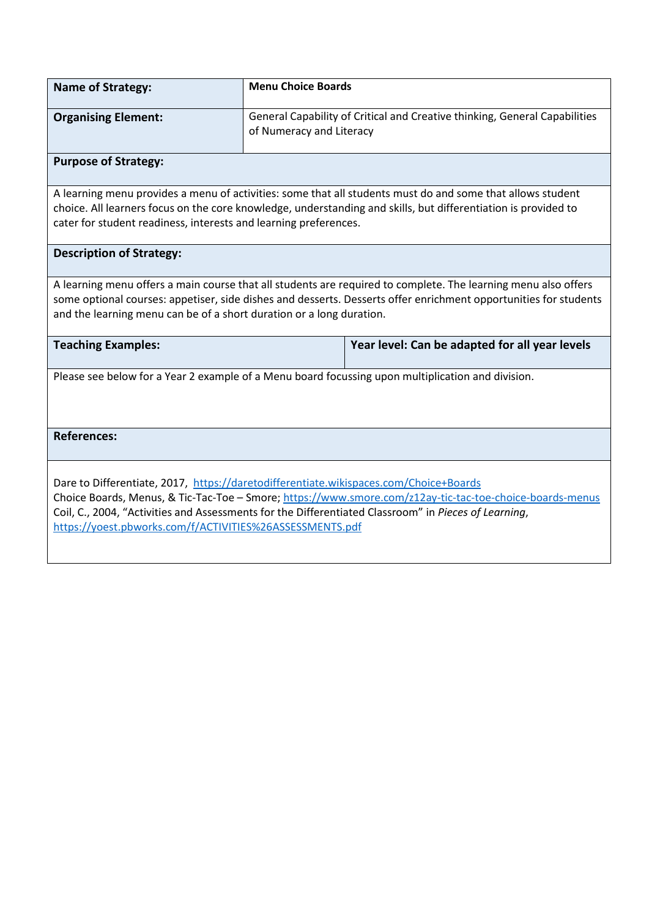| **Name of Strategy:** | **Menu Choice Boards** |
| --- | --- |
| **Organising Element:** | General Capability of Critical and Creative thinking, General Capabilities of Numeracy and Literacy |

**Purpose of Strategy:**

A learning menu provides a menu of activities: some that all students must do and some that allows student choice. All learners focus on the core knowledge, understanding and skills, but differentiation is provided to cater for student readiness, interests and learning preferences.

**Description of Strategy:**

A learning menu offers a main course that all students are required to complete. The learning menu also offers some optional courses: appetiser, side dishes and desserts. Desserts offer enrichment opportunities for students and the learning menu can be of a short duration or a long duration.

| **Teaching Examples:** | **Year level: Can be adapted for all year levels** |
| --- | --- |

Please see below for a Year 2 example of a Menu board focussing upon multiplication and division.

**References:**

Dare to Differentiate, 2017, [https://daretodifferentiate.wikispaces.com/Choice+Boards](https://daretodifferentiate.wikispaces.com/Choice+Boards)
Choice Boards, Menus, & Tic-Tac-Toe – Smore; [https://www.smore.com/z12ay-tic-tac-toe-choice-boards-menus](https://www.smore.com/z12ay-tic-tac-toe-choice-boards-menus)
Coil, C., 2004, "Activities and Assessments for the Differentiated Classroom" in *Pieces of Learning*, [https://yoest.pbworks.com/f/ACTIVITIES%26ASSESSMENTS.pdf](https://yoest.pbworks.com/f/ACTIVITIES%26ASSESSMENTS.pdf)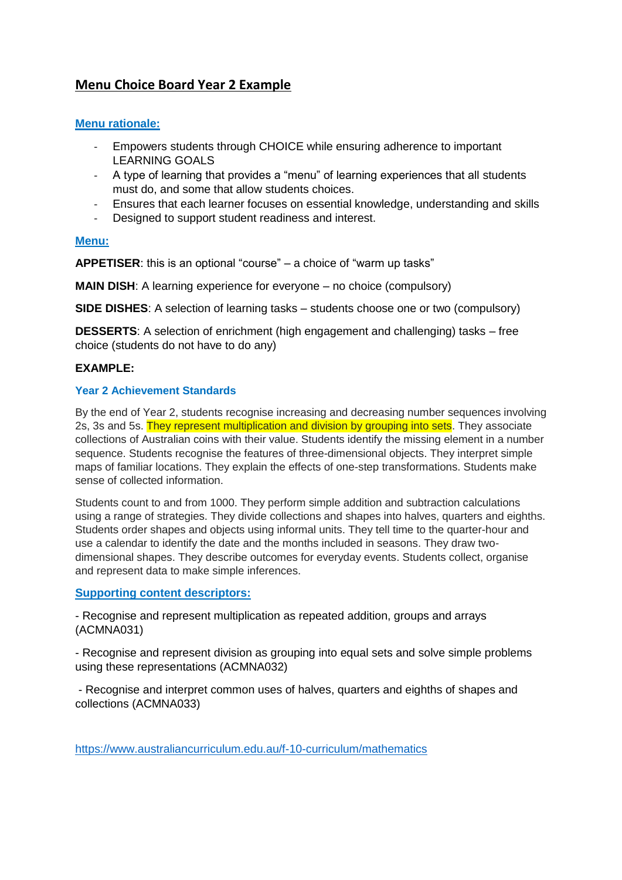# Menu Choice Board Year 2 Example

## Menu rationale:

- Empowers students through CHOICE while ensuring adherence to important LEARNING GOALS
- A type of learning that provides a "menu" of learning experiences that all students must do, and some that allow students choices.
- Ensures that each learner focuses on essential knowledge, understanding and skills
- Designed to support student readiness and interest.

## Menu:

**APPETISER**: this is an optional "course" – a choice of "warm up tasks"

**MAIN DISH**: A learning experience for everyone – no choice (compulsory)

**SIDE DISHES**: A selection of learning tasks – students choose one or two (compulsory)

**DESSERTS**: A selection of enrichment (high engagement and challenging) tasks – free choice (students do not have to do any)

**EXAMPLE:**

### Year 2 Achievement Standards

By the end of Year 2, students recognise increasing and decreasing number sequences involving 2s, 3s and 5s. They represent multiplication and division by grouping into sets. They associate collections of Australian coins with their value. Students identify the missing element in a number sequence. Students recognise the features of three-dimensional objects. They interpret simple maps of familiar locations. They explain the effects of one-step transformations. Students make sense of collected information.

Students count to and from 1000. They perform simple addition and subtraction calculations using a range of strategies. They divide collections and shapes into halves, quarters and eighths. Students order shapes and objects using informal units. They tell time to the quarter-hour and use a calendar to identify the date and the months included in seasons. They draw two-dimensional shapes. They describe outcomes for everyday events. Students collect, organise and represent data to make simple inferences.

## Supporting content descriptors:

- Recognise and represent multiplication as repeated addition, groups and arrays (ACMNA031)

- Recognise and represent division as grouping into equal sets and solve simple problems using these representations (ACMNA032)

- Recognise and interpret common uses of halves, quarters and eighths of shapes and collections (ACMNA033)

https://www.australiancurriculum.edu.au/f-10-curriculum/mathematics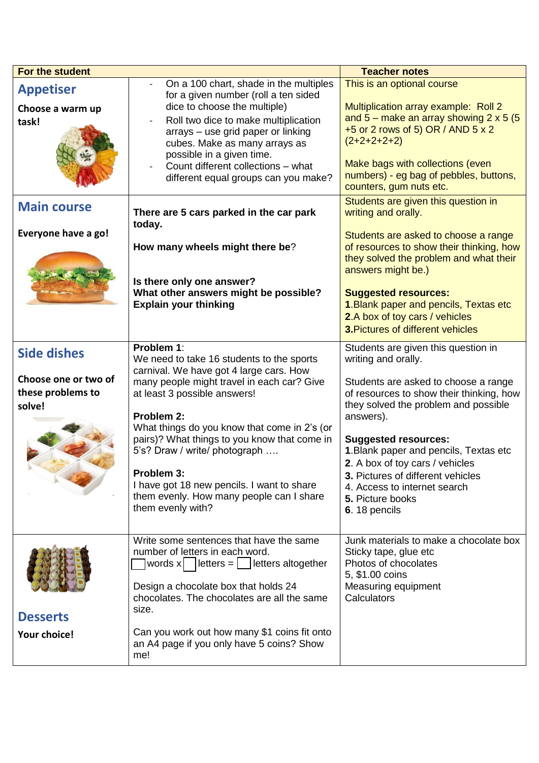| For the student | | Teacher notes |
|---|---|---|
| **Appetiser**<br><br>**Choose a warm up task!** | - On a 100 chart, shade in the multiples for a given number (roll a ten sided dice to choose the multiple)<br>- Roll two dice to make multiplication arrays – use grid paper or linking cubes. Make as many arrays as possible in a given time.<br>- Count different collections – what different equal groups can you make? | This is an optional course<br><br>Multiplication array example: Roll 2 and 5 – make an array showing 2 x 5 (5 +5 or 2 rows of 5) OR / AND 5 x 2 (2+2+2+2+2)<br><br>Make bags with collections (even numbers) - eg bag of pebbles, buttons, counters, gum nuts etc. |
| **Main course**<br><br>**Everyone have a go!** | **There are 5 cars parked in the car park today.**<br><br>**How many wheels might there be**?<br><br>**Is there only one answer?**<br>**What other answers might be possible?**<br>**Explain your thinking** | Students are given this question in writing and orally.<br><br>Students are asked to choose a range of resources to show their thinking, how they solved the problem and what their answers might be.)<br><br>**Suggested resources:**<br>**1**.Blank paper and pencils, Textas etc<br>**2**.A box of toy cars / vehicles<br>**3.**Pictures of different vehicles |
| **Side dishes**<br><br>**Choose one or two of these problems to solve!** | **Problem 1**:<br>We need to take 16 students to the sports carnival. We have got 4 large cars. How many people might travel in each car? Give at least 3 possible answers!<br><br>**Problem 2:**<br>What things do you know that come in 2's (or pairs)? What things to you know that come in 5's? Draw / write/ photograph ….<br><br>**Problem 3:**<br>I have got 18 new pencils. I want to share them evenly. How many people can I share them evenly with? | Students are given this question in writing and orally.<br><br>Students are asked to choose a range of resources to show their thinking, how they solved the problem and possible answers).<br><br>**Suggested resources:**<br>**1**.Blank paper and pencils, Textas etc<br>**2**. A box of toy cars / vehicles<br>**3.** Pictures of different vehicles<br>4. Access to internet search<br>**5.** Picture books<br>**6**. 18 pencils |
| **Desserts**<br><br>**Your choice!** | Write some sentences that have the same number of letters in each word.<br>☐ words x ☐ letters = ☐ letters altogether<br><br>Design a chocolate box that holds 24 chocolates. The chocolates are all the same size.<br><br>Can you work out how many $1 coins fit onto an A4 page if you only have 5 coins? Show me! | Junk materials to make a chocolate box<br>Sticky tape, glue etc<br>Photos of chocolates<br>5, $1.00 coins<br>Measuring equipment<br>Calculators |